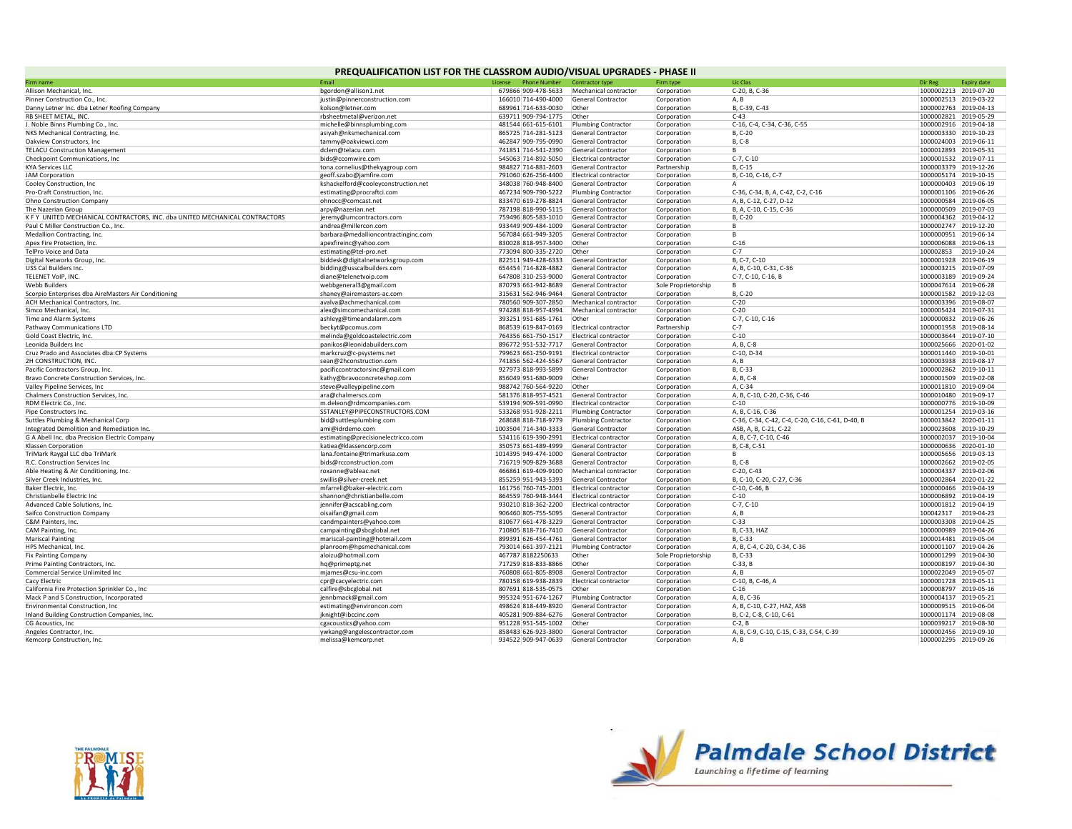# PREQUALIFICATION LIST FOR THE CLASSROOM AUDIO/VISUAL UPGRADES - PHASE II

| Firm name | Email | License | Phone Number | Contractor type | Firm type | Lic Clas | Dir Reg | Expiry date |
|---|---|---|---|---|---|---|---|---|
| Allison Mechanical, Inc. | bgordon@allison1.net | 679866 | 909-478-5633 | Mechanical contractor | Corporation | C-20, B, C-36 | 1000002213 | 2019-07-20 |
| Pinner Construction Co., Inc. | justin@pinnerconstruction.com | 166010 | 714-490-4000 | General Contractor | Corporation | A, B | 1000002513 | 2019-03-22 |
| Danny Letner Inc. dba Letner Roofing Company | kolson@letner.com | 689961 | 714-633-0030 | Other | Corporation | B, C-39, C-43 | 1000002763 | 2019-04-13 |
| RB SHEET METAL, INC. | rbsheetmetal@verizon.net | 639711 | 909-794-1775 | Other | Corporation | C-43 | 1000002821 | 2019-05-29 |
| J. Noble Binns Plumbing Co., Inc. | michelle@binnsplumbing.com | 481544 | 661-615-6101 | Plumbing Contractor | Corporation | C-16, C-4, C-34, C-36, C-55 | 1000002916 | 2019-04-18 |
| NKS Mechanical Contracting, Inc. | asiyah@nksmechanical.com | 865725 | 714-281-5123 | General Contractor | Corporation | B, C-20 | 1000003330 | 2019-10-23 |
| Oakview Constructors, Inc | tammy@oakviewci.com | 462847 | 909-795-0990 | General Contractor | Corporation | B, C-8 | 1000024003 | 2019-06-11 |
| TELACU Construction Management | dclem@telacu.com | 741851 | 714-541-2390 | General Contractor | Corporation | B | 1000012893 | 2019-05-31 |
| Checkpoint Communications, Inc | bids@ccomwire.com | 545063 | 714-892-5050 | Electrical contractor | Corporation | C-7, C-10 | 1000001532 | 2019-07-11 |
| KYA Services LLC | tona.cornelius@thekyagroup.com | 984827 | 714-881-2603 | General Contractor | Partnership | B, C-15 | 1000003379 | 2019-12-26 |
| JAM Corporation | geoff.szabo@jamfire.com | 791060 | 626-256-4400 | Electrical contractor | Corporation | B, C-10, C-16, C-7 | 1000005174 | 2019-10-15 |
| Cooley Construction, Inc | kshackelford@cooleyconstruction.net | 348038 | 760-948-8400 | General Contractor | Corporation | A | 1000000403 | 2019-06-19 |
| Pro-Craft Construction, Inc. | estimating@procraftci.com | 467234 | 909-790-5222 | Plumbing Contractor | Corporation | C-36, C-34, B, A, C-42, C-2, C-16 | 1000001106 | 2019-06-26 |
| Ohno Construction Company | ohnocc@comcast.net | 833470 | 619-278-8824 | General Contractor | Corporation | A, B, C-12, C-27, D-12 | 1000000584 | 2019-06-05 |
| The Nazerian Group | arpy@nazerian.net | 787198 | 818-990-5115 | General Contractor | Corporation | B, A, C-10, C-15, C-36 | 1000000509 | 2019-07-03 |
| K F Y UNITED MECHANICAL CONTRACTORS, INC. dba UNITED MECHANICAL CONTRACTORS | jeremy@umcontractors.com | 759496 | 805-583-1010 | General Contractor | Corporation | B, C-20 | 1000004362 | 2019-04-12 |
| Paul C Miller Construction Co., Inc. | andrea@millercon.com | 933449 | 909-484-1009 | General Contractor | Corporation | B | 1000002747 | 2019-12-20 |
| Medallion Contracting, Inc. | barbara@medallioncontractinginc.com | 567084 | 661-949-3205 | General Contractor | Corporation | B | 1000000951 | 2019-06-14 |
| Apex Fire Protection, Inc. | apexfireinc@yahoo.com | 830028 | 818-957-3400 | Other | Corporation | C-16 | 1000006088 | 2019-06-13 |
| TelPro Voice and Data | estimating@tel-pro.net | 773094 | 800-335-2720 | Other | Corporation | C-7 | 100002853 | 2019-10-24 |
| Digital Networks Group, Inc. | biddesk@digitalnetworksgroup.com | 822511 | 949-428-6333 | General Contractor | Corporation | B, C-7, C-10 | 1000001928 | 2019-06-19 |
| USS Cal Builders Inc. | bidding@usscalbuilders.com | 654454 | 714-828-4882 | General Contractor | Corporation | A, B, C-10, C-31, C-36 | 1000003215 | 2019-07-09 |
| TELENET VoIP, INC. | diane@telenetvoip.com | 647808 | 310-253-9000 | General Contractor | Corporation | C-7, C-10, C-16, B | 1000003189 | 2019-09-24 |
| Webb Builders | webbgeneral3@gmail.com | 870793 | 661-942-8689 | General Contractor | Sole Proprietorship | B | 1000047614 | 2019-06-28 |
| Scorpio Enterprises dba AireMasters Air Conditioning | shaney@airemasters-ac.com | 315631 | 562-946-9464 | General Contractor | Corporation | B, C-20 | 1000001582 | 2019-12-03 |
| ACH Mechanical Contractors, Inc. | avalva@achmechanical.com | 780560 | 909-307-2850 | Mechanical contractor | Corporation | C-20 | 1000003396 | 2019-08-07 |
| Simco Mechanical, Inc. | alex@simcomechanical.com | 974288 | 818-957-4994 | Mechanical contractor | Corporation | C-20 | 1000005424 | 2019-07-31 |
| Time and Alarm Systems | ashleyg@timeandalarm.com | 393251 | 951-685-1761 | Other | Corporation | C-7, C-10, C-16 | 1000000832 | 2019-06-26 |
| Pathway Communications LTD | beckyt@pcomus.com | 868539 | 619-847-0169 | Electrical contractor | Partnership | C-7 | 1000001958 | 2019-08-14 |
| Gold Coast Electric, Inc. | melinda@goldcoastelectric.com | 764356 | 661-750-1517 | Electrical contractor | Corporation | C-10 | 1000003644 | 2019-07-10 |
| Leonida Builders Inc | panikos@leonidabuilders.com | 896772 | 951-532-7717 | General Contractor | Corporation | A, B, C-8 | 1000025666 | 2020-01-02 |
| Cruz Prado and Associates dba:CP Systems | markcruz@cp-psystems.net | 799623 | 661-250-9191 | Electrical contractor | Corporation | C-10, D-34 | 1000011440 | 2019-10-01 |
| 2H CONSTRUCTION, INC. | sean@2hconstruction.com | 741856 | 562-424-5567 | General Contractor | Corporation | A, B | 1000003938 | 2019-08-17 |
| Pacific Contractors Group, Inc. | pacificcontractorsinc@gmail.com | 927973 | 818-993-5899 | General Contractor | Corporation | B, C-33 | 1000002862 | 2019-10-11 |
| Bravo Concrete Construction Services, Inc. | kathy@bravoconcreteshop.com | 856049 | 951-680-9009 | Other | Corporation | A, B, C-8 | 1000001509 | 2019-02-08 |
| Valley Pipeline Services, Inc | steve@valleypipeline.com | 988742 | 760-564-9220 | Other | Corporation | A, C-34 | 1000011810 | 2019-09-04 |
| Chalmers Construction Services, Inc. | ara@chalmerscs.com | 581376 | 818-957-4521 | General Contractor | Corporation | A, B, C-10, C-20, C-36, C-46 | 1000010480 | 2019-09-17 |
| RDM Electric Co., Inc. | m.deleon@rdmcompanies.com | 539194 | 909-591-0990 | Electrical contractor | Corporation | C-10 | 1000000776 | 2019-10-09 |
| Pipe Constructors Inc. | SSTANLEY@PIPECONSTRUCTORS.COM | 533268 | 951-928-2211 | Plumbing Contractor | Corporation | A, B, C-16, C-36 | 1000001254 | 2019-03-16 |
| Suttles Plumbing & Mechanical Corp | bid@suttlesplumbing.com | 268688 | 818-718-9779 | Plumbing Contractor | Corporation | C-36, C-34, C-42, C-4, C-20, C-16, C-61, D-40, B | 1000013842 | 2020-01-11 |
| Integrated Demolition and Remediation Inc. | ami@idrdemo.com | 1003504 | 714-340-3333 | General Contractor | Corporation | ASB, A, B, C-21, C-22 | 1000023608 | 2019-10-29 |
| G A Abell Inc. dba Precision Electric Company | estimating@precisionelectricco.com | 534116 | 619-390-2991 | Electrical contractor | Corporation | A, B, C-7, C-10, C-46 | 1000002037 | 2019-10-04 |
| Klassen Corporation | katiea@klassencorp.com | 350573 | 661-489-4999 | General Contractor | Corporation | B, C-8, C-51 | 1000000636 | 2020-01-10 |
| TriMark Raygal LLC dba TriMark | lana.fontaine@trimarkusa.com | 1014395 | 949-474-1000 | General Contractor | Corporation | B | 1000005656 | 2019-03-13 |
| R.C. Construction Services Inc | bids@rcconstruction.com | 716719 | 909-829-3688 | General Contractor | Corporation | B, C-8 | 1000002662 | 2019-02-05 |
| Able Heating & Air Conditioning, Inc. | roxanne@ableac.net | 466861 | 619-409-9100 | Mechanical contractor | Corporation | C-20, C-43 | 1000004337 | 2019-02-06 |
| Silver Creek Industries, Inc. | swillis@silver-creek.net | 855259 | 951-943-5393 | General Contractor | Corporation | B, C-10, C-20, C-27, C-36 | 1000002864 | 2020-01-22 |
| Baker Electric, Inc. | mfarrell@baker-electric.com | 161756 | 760-745-2001 | Electrical contractor | Corporation | C-10, C-46, B | 1000000466 | 2019-04-19 |
| Christianbelle Electric Inc | shannon@christianbelle.com | 864559 | 760-948-3444 | Electrical contractor | Corporation | C-10 | 1000006892 | 2019-04-19 |
| Advanced Cable Solutions, Inc. | jennifer@acscabling.com | 930210 | 818-362-2200 | Electrical contractor | Corporation | C-7, C-10 | 1000001812 | 2019-04-19 |
| Saifco Construction Company | oisaifan@gmail.com | 906460 | 805-755-5095 | General Contractor | Corporation | A, B | 100042317 | 2019-04-23 |
| C&M Painters, Inc. | candmpainters@yahoo.com | 810677 | 661-478-3229 | General Contractor | Corporation | C-33 | 1000003308 | 2019-04-25 |
| CAM Painting, Inc. | campainting@sbcglobal.net | 710805 | 818-716-7410 | General Contractor | Corporation | B, C-33, HAZ | 1000000989 | 2019-04-26 |
| Mariscal Painting | mariscal-painting@hotmail.com | 899391 | 626-454-4761 | General Contractor | Corporation | B, C-33 | 1000014481 | 2019-05-04 |
| HPS Mechanical, Inc. | planroom@hpsmechanical.com | 793014 | 661-397-2121 | Plumbing Contractor | Corporation | A, B, C-4, C-20, C-34, C-36 | 1000001107 | 2019-04-26 |
| Fix Painting Company | aloizu@hotmail.com | 467787 | 8182250633 | Other | Sole Proprietorship | B, C-33 | 1000001299 | 2019-04-30 |
| Prime Painting Contractors, Inc. | hq@primeptg.net | 717259 | 818-833-8866 | Other | Corporation | C-33, B | 1000008197 | 2019-04-30 |
| Commercial Service Unlimited Inc | mjames@csu-inc.com | 760808 | 661-805-8908 | General Contractor | Corporation | A, B | 1000022049 | 2019-05-07 |
| Cacy Electric | cpr@cacyelectric.com | 780158 | 619-938-2839 | Electrical contractor | Corporation | C-10, B, C-46, A | 1000001728 | 2019-05-11 |
| California Fire Protection Sprinkler Co., Inc | calfire@sbcglobal.net | 807691 | 818-535-0575 | Other | Corporation | C-16 | 1000008797 | 2019-05-16 |
| Mack P and S Construction, Incorporated | jennbmack@gmail.com | 995324 | 951-674-1267 | Plumbing Contractor | Corporation | A, B, C-36 | 1000004137 | 2019-05-21 |
| Environmental Construction, Inc | estimating@environcon.com | 498624 | 818-449-8920 | General Contractor | Corporation | A, B, C-10, C-27, HAZ, ASB | 1000009515 | 2019-06-04 |
| Inland Building Construction Companies, Inc. | jknight@ibccinc.com | 405281 | 909-884-6276 | General Contractor | Corporation | B, C-2, C-8, C-10, C-61 | 1000001174 | 2019-08-08 |
| CG Acoustics, Inc | cgacoustics@yahoo.com | 951228 | 951-545-1002 | Other | Corporation | C-2, B | 1000039217 | 2019-08-30 |
| Angeles Contractor, Inc. | ywkang@angelescontractor.com | 858483 | 626-923-3800 | General Contractor | Corporation | A, B, C-9, C-10, C-15, C-33, C-54, C-39 | 1000002456 | 2019-09-10 |
| Kemcorp Construction, Inc. | melissa@kemcorp.net | 934522 | 909-947-0639 | General Contractor | Corporation | A, B | 1000002295 | 2019-09-26 |

THE PALMDALE PROMISE

**Palmdale School District**

*Launching a lifetime of learning*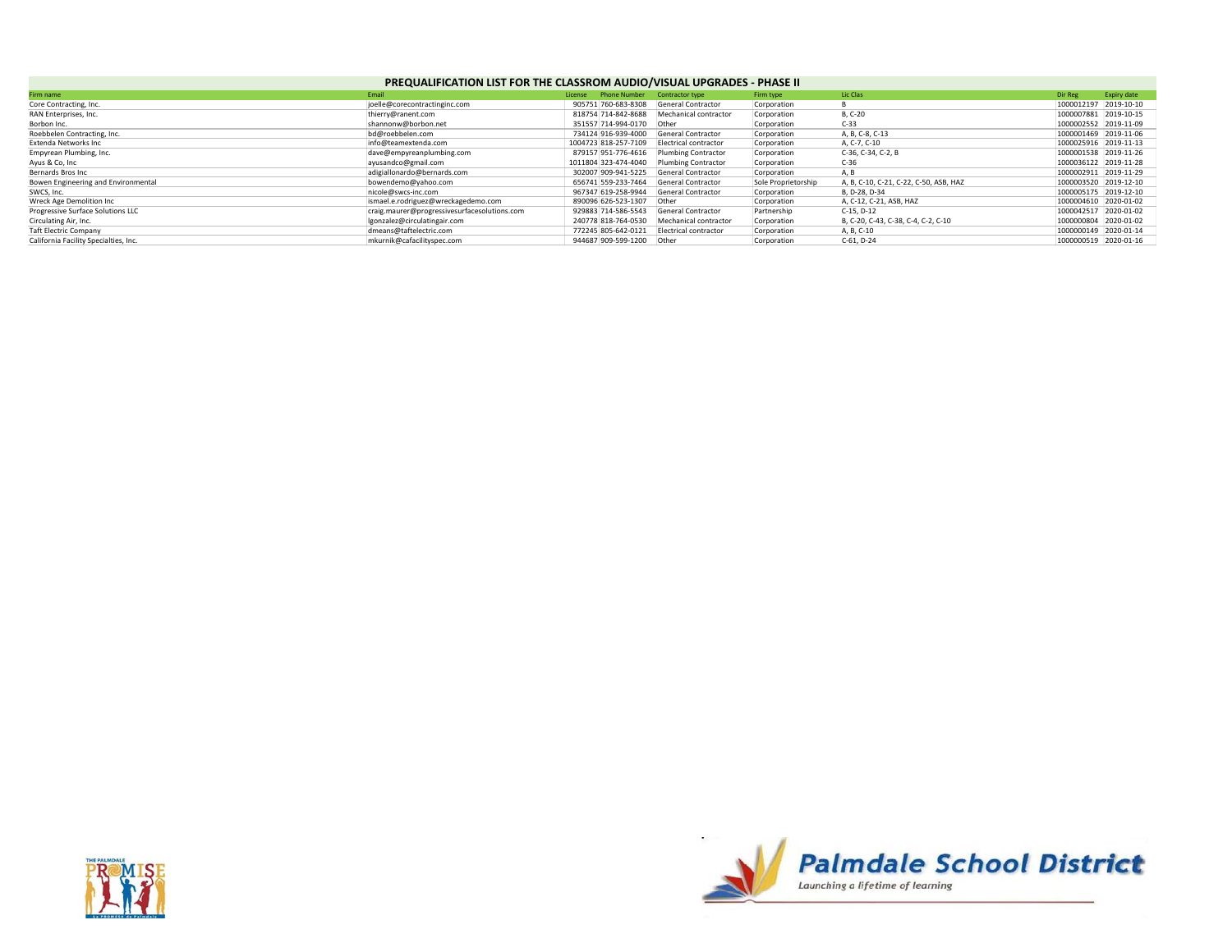## PREQUALIFICATION LIST FOR THE CLASSROM AUDIO/VISUAL UPGRADES - PHASE II

| Firm name | Email | License | Phone Number | Contractor type | Firm type | Lic Clas | Dir Reg | Expiry date |
|---|---|---|---|---|---|---|---|---|
| Core Contracting, Inc. | joelle@corecontractinginc.com | 905751 | 760-683-8308 | General Contractor | Corporation | B | 1000012197 | 2019-10-10 |
| RAN Enterprises, Inc. | thierry@ranent.com | 818754 | 714-842-8688 | Mechanical contractor | Corporation | B, C-20 | 1000007881 | 2019-10-15 |
| Borbon Inc. | shannonw@borbon.net | 351557 | 714-994-0170 | Other | Corporation | C-33 | 1000002552 | 2019-11-09 |
| Roebbelen Contracting, Inc. | bd@roebbelen.com | 734124 | 916-939-4000 | General Contractor | Corporation | A, B, C-8, C-13 | 1000001469 | 2019-11-06 |
| Extenda Networks Inc | info@teamextenda.com | 1004723 | 818-257-7109 | Electrical contractor | Corporation | A, C-7, C-10 | 1000025916 | 2019-11-13 |
| Empyrean Plumbing, Inc. | dave@empyreanplumbing.com | 879157 | 951-776-4616 | Plumbing Contractor | Corporation | C-36, C-34, C-2, B | 1000001538 | 2019-11-26 |
| Ayus & Co, Inc | ayusandco@gmail.com | 1011804 | 323-474-4040 | Plumbing Contractor | Corporation | C-36 | 1000036122 | 2019-11-28 |
| Bernards Bros Inc | adigiallonardo@bernards.com | 302007 | 909-941-5225 | General Contractor | Corporation | A, B | 1000002911 | 2019-11-29 |
| Bowen Engineering and Environmental | bowendemo@yahoo.com | 656741 | 559-233-7464 | General Contractor | Sole Proprietorship | A, B, C-10, C-21, C-22, C-50, ASB, HAZ | 1000003520 | 2019-12-10 |
| SWCS, Inc. | nicole@swcs-inc.com | 967347 | 619-258-9944 | General Contractor | Corporation | B, D-28, D-34 | 1000005175 | 2019-12-10 |
| Wreck Age Demolition Inc | ismael.e.rodriguez@wreckagedemo.com | 890096 | 626-523-1307 | Other | Corporation | A, C-12, C-21, ASB, HAZ | 1000004610 | 2020-01-02 |
| Progressive Surface Solutions LLC | craig.maurer@progressivesurfacesolutions.com | 929883 | 714-586-5543 | General Contractor | Partnership | C-15, D-12 | 1000042517 | 2020-01-02 |
| Circulating Air, Inc. | lgonzalez@circulatingair.com | 240778 | 818-764-0530 | Mechanical contractor | Corporation | B, C-20, C-43, C-38, C-4, C-2, C-10 | 1000000804 | 2020-01-02 |
| Taft Electric Company | dmeans@taftelectric.com | 772245 | 805-642-0121 | Electrical contractor | Corporation | A, B, C-10 | 1000000149 | 2020-01-14 |
| California Facility Specialties, Inc. | mkurnik@cafacilityspec.com | 944687 | 909-599-1200 | Other | Corporation | C-61, D-24 | 1000000519 | 2020-01-16 |

THE PALMDALE PROMISE

La PROMESA de Palmdale

**Palmdale School District**

*Launching a lifetime of learning*